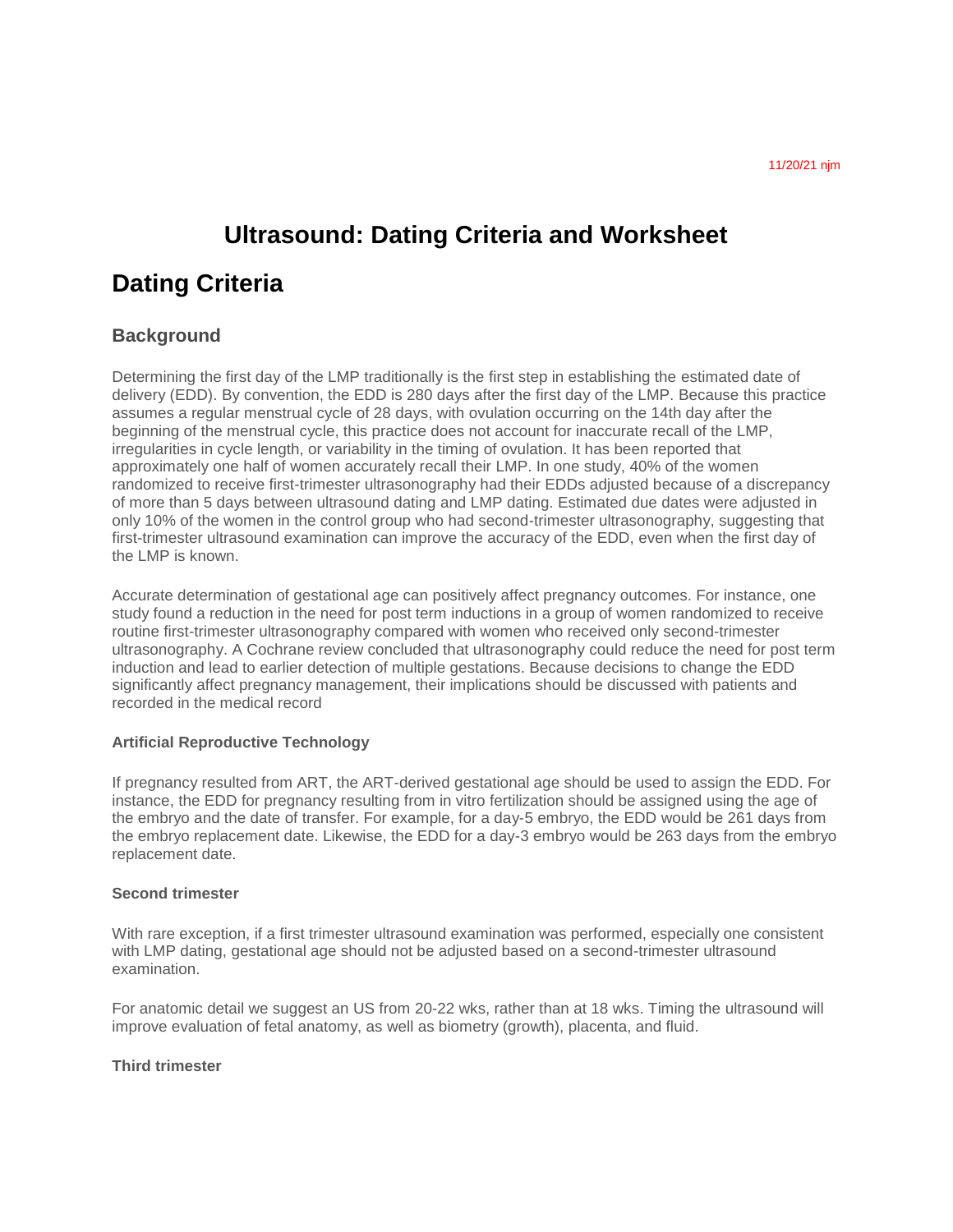11/20/21 njm

# Ultrasound: Dating Criteria and Worksheet

## Dating Criteria

### Background

Determining the first day of the LMP traditionally is the first step in establishing the estimated date of delivery (EDD). By convention, the EDD is 280 days after the first day of the LMP. Because this practice assumes a regular menstrual cycle of 28 days, with ovulation occurring on the 14th day after the beginning of the menstrual cycle, this practice does not account for inaccurate recall of the LMP, irregularities in cycle length, or variability in the timing of ovulation. It has been reported that approximately one half of women accurately recall their LMP. In one study, 40% of the women randomized to receive first-trimester ultrasonography had their EDDs adjusted because of a discrepancy of more than 5 days between ultrasound dating and LMP dating. Estimated due dates were adjusted in only 10% of the women in the control group who had second-trimester ultrasonography, suggesting that first-trimester ultrasound examination can improve the accuracy of the EDD, even when the first day of the LMP is known.

Accurate determination of gestational age can positively affect pregnancy outcomes. For instance, one study found a reduction in the need for post term inductions in a group of women randomized to receive routine first-trimester ultrasonography compared with women who received only second-trimester ultrasonography. A Cochrane review concluded that ultrasonography could reduce the need for post term induction and lead to earlier detection of multiple gestations. Because decisions to change the EDD significantly affect pregnancy management, their implications should be discussed with patients and recorded in the medical record

#### Artificial Reproductive Technology

If pregnancy resulted from ART, the ART-derived gestational age should be used to assign the EDD. For instance, the EDD for pregnancy resulting from in vitro fertilization should be assigned using the age of the embryo and the date of transfer. For example, for a day-5 embryo, the EDD would be 261 days from the embryo replacement date. Likewise, the EDD for a day-3 embryo would be 263 days from the embryo replacement date.

#### Second trimester

With rare exception, if a first trimester ultrasound examination was performed, especially one consistent with LMP dating, gestational age should not be adjusted based on a second-trimester ultrasound examination.

For anatomic detail we suggest an US from 20-22 wks, rather than at 18 wks. Timing the ultrasound will improve evaluation of fetal anatomy, as well as biometry (growth), placenta, and fluid.

#### Third trimester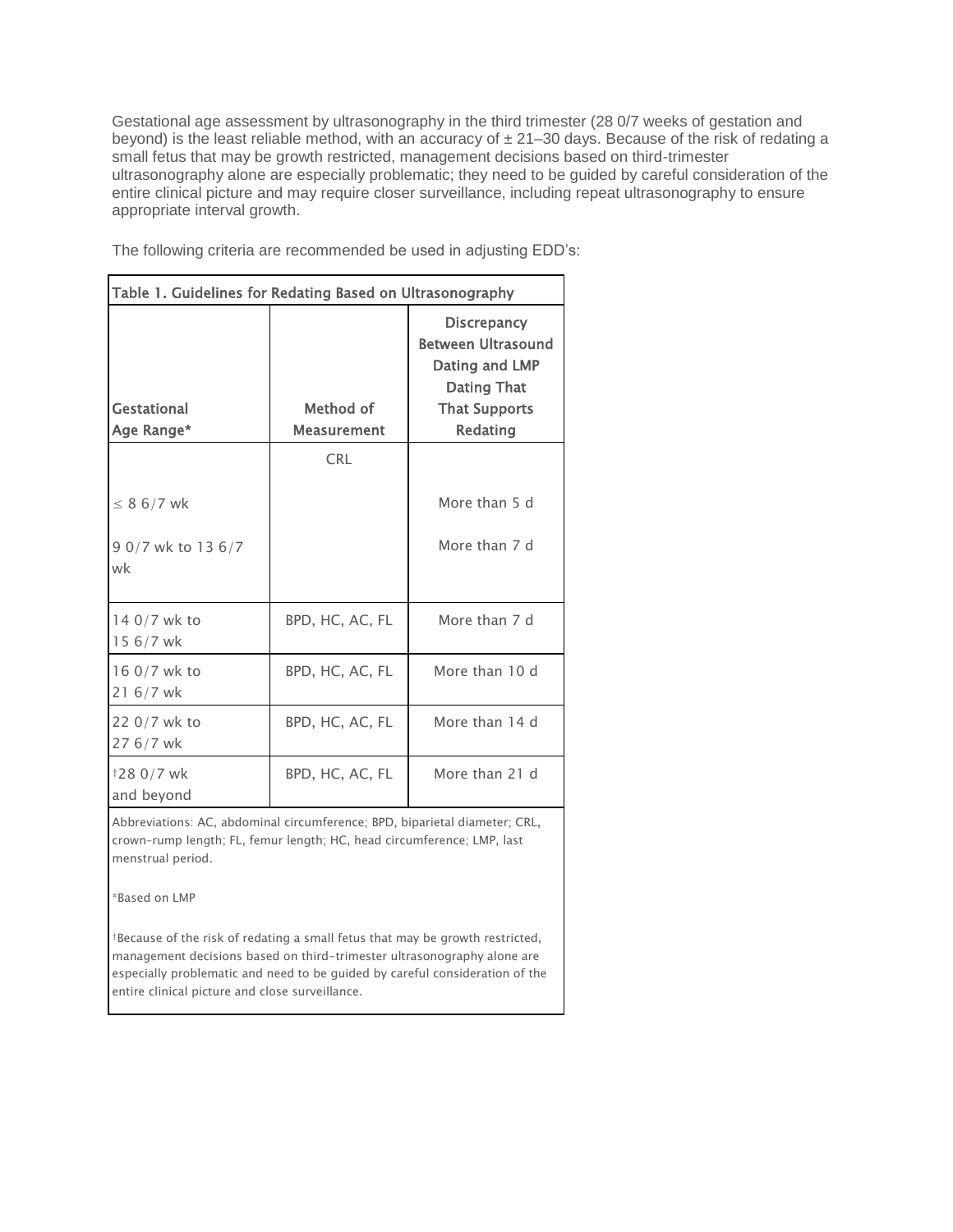Gestational age assessment by ultrasonography in the third trimester (28 0/7 weeks of gestation and beyond) is the least reliable method, with an accuracy of ± 21–30 days. Because of the risk of redating a small fetus that may be growth restricted, management decisions based on third-trimester ultrasonography alone are especially problematic; they need to be guided by careful consideration of the entire clinical picture and may require closer surveillance, including repeat ultrasonography to ensure appropriate interval growth.

The following criteria are recommended be used in adjusting EDD's:

**Table 1. Guidelines for Redating Based on Ultrasonography**

| Gestational Age Range* | Method of Measurement | Discrepancy Between Ultrasound Dating and LMP Dating That Supports Redating |
|---|---|---|
| | CRL | |
| ≤ 8 6/7 wk | | More than 5 d |
| 9 0/7 wk to 13 6/7 wk | | More than 7 d |
| 14 0/7 wk to 15 6/7 wk | BPD, HC, AC, FL | More than 7 d |
| 16 0/7 wk to 21 6/7 wk | BPD, HC, AC, FL | More than 10 d |
| 22 0/7 wk to 27 6/7 wk | BPD, HC, AC, FL | More than 14 d |
| †28 0/7 wk and beyond | BPD, HC, AC, FL | More than 21 d |

Abbreviations: AC, abdominal circumference; BPD, biparietal diameter; CRL, crown-rump length; FL, femur length; HC, head circumference; LMP, last menstrual period.

*Based on LMP

†Because of the risk of redating a small fetus that may be growth restricted, management decisions based on third-trimester ultrasonography alone are especially problematic and need to be guided by careful consideration of the entire clinical picture and close surveillance.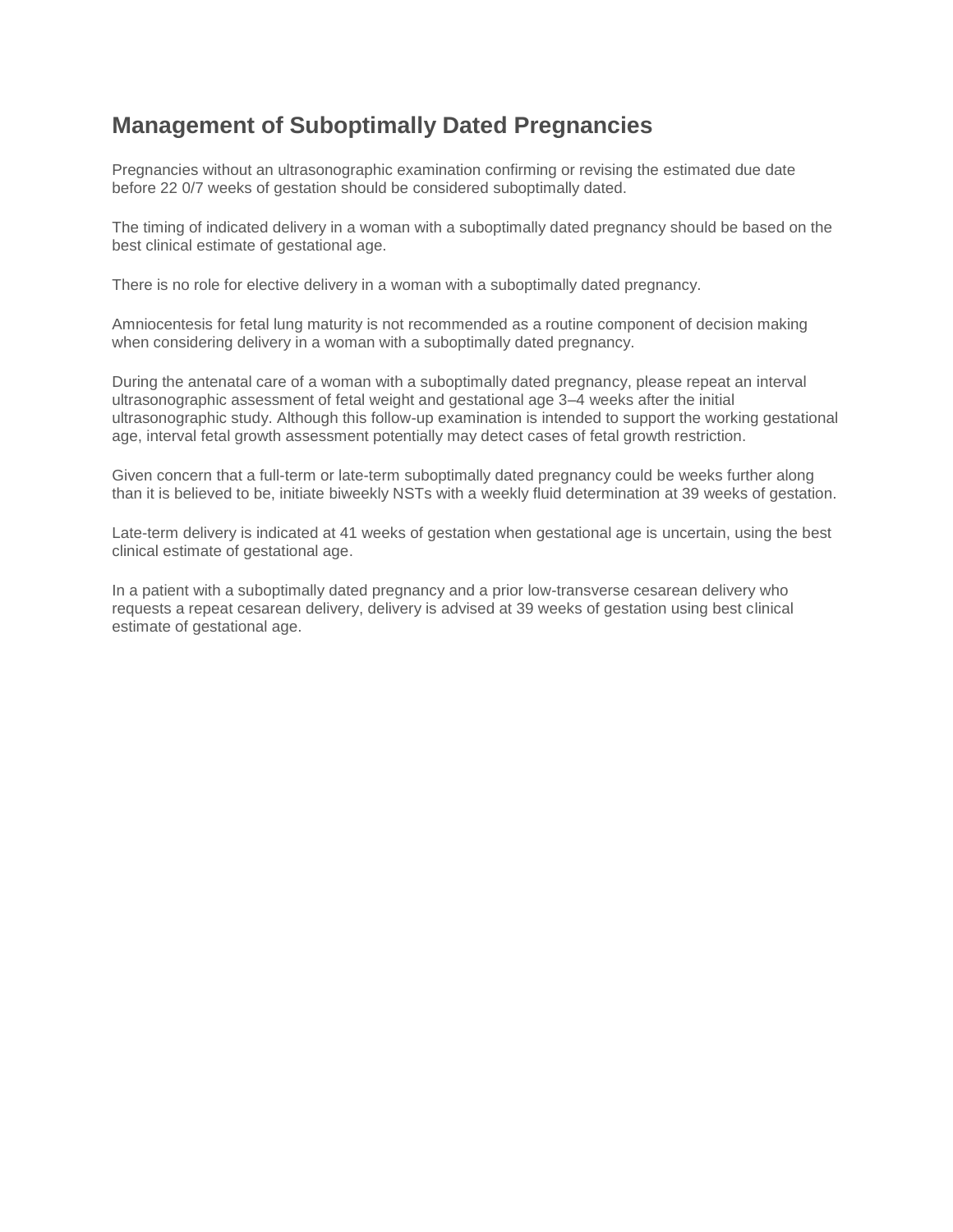## Management of Suboptimally Dated Pregnancies

Pregnancies without an ultrasonographic examination confirming or revising the estimated due date before 22 0/7 weeks of gestation should be considered suboptimally dated.

The timing of indicated delivery in a woman with a suboptimally dated pregnancy should be based on the best clinical estimate of gestational age.

There is no role for elective delivery in a woman with a suboptimally dated pregnancy.

Amniocentesis for fetal lung maturity is not recommended as a routine component of decision making when considering delivery in a woman with a suboptimally dated pregnancy.

During the antenatal care of a woman with a suboptimally dated pregnancy, please repeat an interval ultrasonographic assessment of fetal weight and gestational age 3–4 weeks after the initial ultrasonographic study. Although this follow-up examination is intended to support the working gestational age, interval fetal growth assessment potentially may detect cases of fetal growth restriction.

Given concern that a full-term or late-term suboptimally dated pregnancy could be weeks further along than it is believed to be, initiate biweekly NSTs with a weekly fluid determination at 39 weeks of gestation.

Late-term delivery is indicated at 41 weeks of gestation when gestational age is uncertain, using the best clinical estimate of gestational age.

In a patient with a suboptimally dated pregnancy and a prior low-transverse cesarean delivery who requests a repeat cesarean delivery, delivery is advised at 39 weeks of gestation using best clinical estimate of gestational age.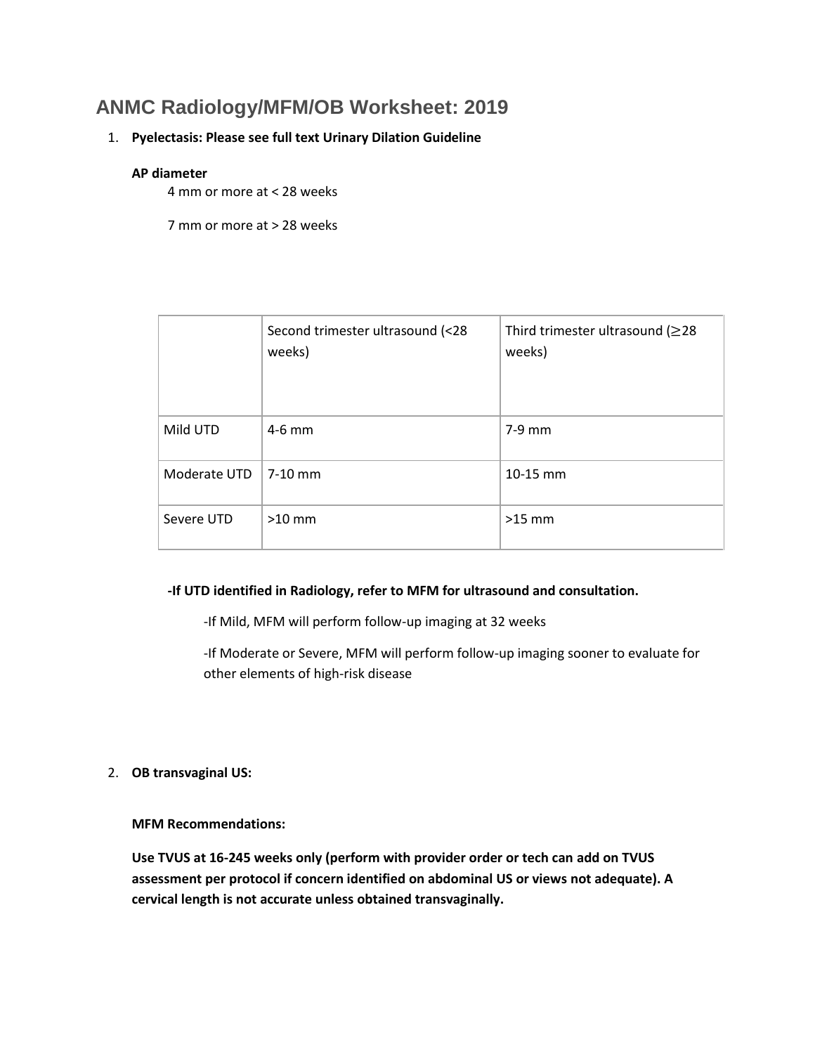# ANMC Radiology/MFM/OB Worksheet: 2019

1. **Pyelectasis: Please see full text Urinary Dilation Guideline**

   **AP diameter**

   4 mm or more at < 28 weeks

   7 mm or more at > 28 weeks

| | Second trimester ultrasound (<28 weeks) | Third trimester ultrasound (≥28 weeks) |
|---|---|---|
| Mild UTD | 4-6 mm | 7-9 mm |
| Moderate UTD | 7-10 mm | 10-15 mm |
| Severe UTD | >10 mm | >15 mm |

**-If UTD identified in Radiology, refer to MFM for ultrasound and consultation.**

-If Mild, MFM will perform follow-up imaging at 32 weeks

-If Moderate or Severe, MFM will perform follow-up imaging sooner to evaluate for other elements of high-risk disease

2. **OB transvaginal US:**

   **MFM Recommendations:**

   **Use TVUS at 16-245 weeks only (perform with provider order or tech can add on TVUS assessment per protocol if concern identified on abdominal US or views not adequate). A cervical length is not accurate unless obtained transvaginally.**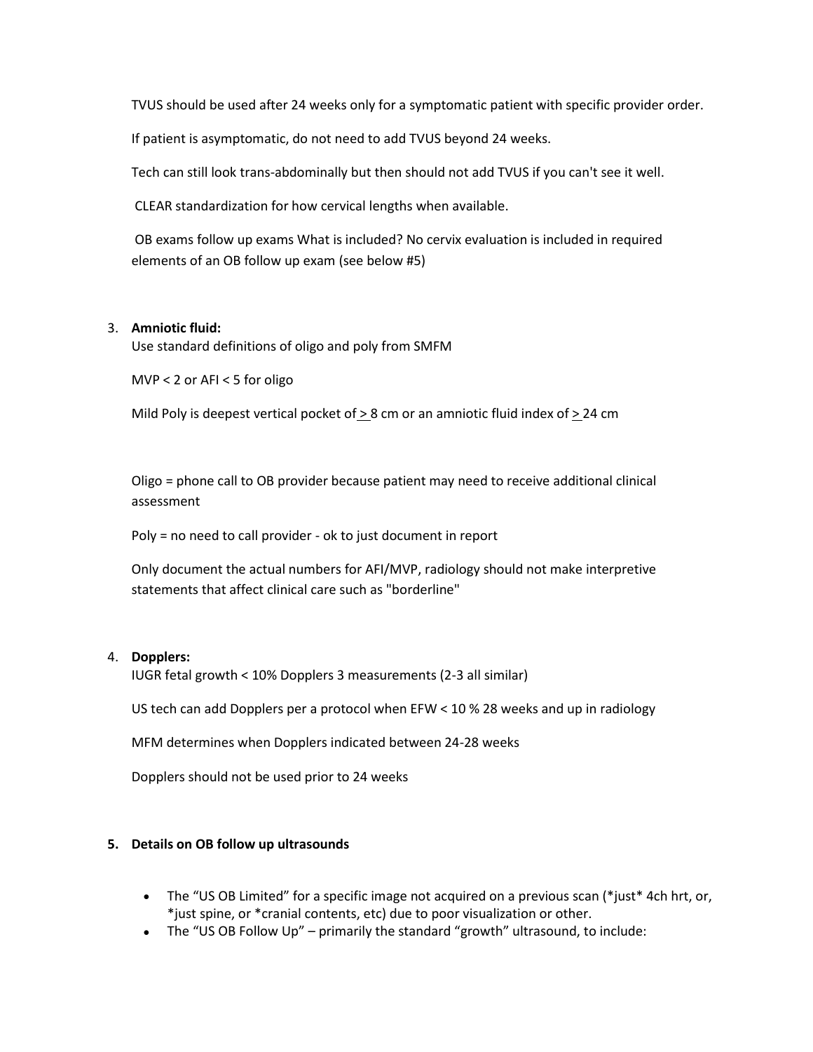TVUS should be used after 24 weeks only for a symptomatic patient with specific provider order.

If patient is asymptomatic, do not need to add TVUS beyond 24 weeks.

Tech can still look trans-abdominally but then should not add TVUS if you can't see it well.

CLEAR standardization for how cervical lengths when available.

OB exams follow up exams What is included? No cervix evaluation is included in required elements of an OB follow up exam (see below #5)

3. **Amniotic fluid:**

   Use standard definitions of oligo and poly from SMFM

   MVP < 2 or AFI < 5 for oligo

   Mild Poly is deepest vertical pocket of ≥ 8 cm or an amniotic fluid index of ≥ 24 cm

   Oligo = phone call to OB provider because patient may need to receive additional clinical assessment

   Poly = no need to call provider - ok to just document in report

   Only document the actual numbers for AFI/MVP, radiology should not make interpretive statements that affect clinical care such as "borderline"

4. **Dopplers:**

   IUGR fetal growth < 10% Dopplers 3 measurements (2-3 all similar)

   US tech can add Dopplers per a protocol when EFW < 10 % 28 weeks and up in radiology

   MFM determines when Dopplers indicated between 24-28 weeks

   Dopplers should not be used prior to 24 weeks

5. **Details on OB follow up ultrasounds**

   - The "US OB Limited" for a specific image not acquired on a previous scan (*just* 4ch hrt, or, *just spine, or *cranial contents, etc) due to poor visualization or other.
   - The "US OB Follow Up" – primarily the standard "growth" ultrasound, to include: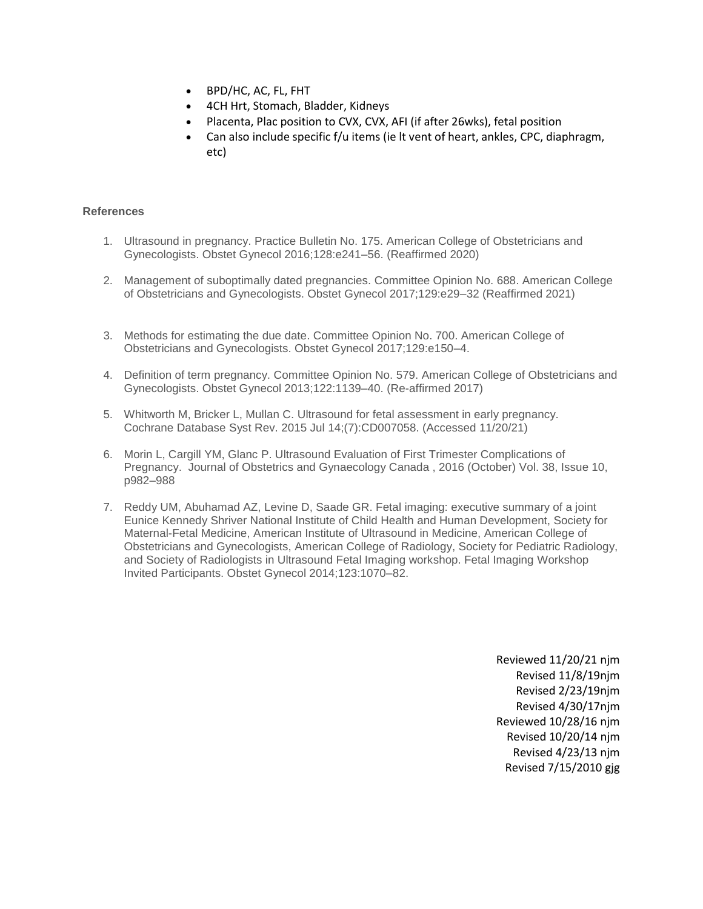- BPD/HC, AC, FL, FHT
- 4CH Hrt, Stomach, Bladder, Kidneys
- Placenta, Plac position to CVX, CVX, AFI (if after 26wks), fetal position
- Can also include specific f/u items (ie lt vent of heart, ankles, CPC, diaphragm, etc)

**References**

1. Ultrasound in pregnancy. Practice Bulletin No. 175. American College of Obstetricians and Gynecologists. Obstet Gynecol 2016;128:e241–56. (Reaffirmed 2020)

2. Management of suboptimally dated pregnancies. Committee Opinion No. 688. American College of Obstetricians and Gynecologists. Obstet Gynecol 2017;129:e29–32 (Reaffirmed 2021)

3. Methods for estimating the due date. Committee Opinion No. 700. American College of Obstetricians and Gynecologists. Obstet Gynecol 2017;129:e150–4.

4. Definition of term pregnancy. Committee Opinion No. 579. American College of Obstetricians and Gynecologists. Obstet Gynecol 2013;122:1139–40. (Re-affirmed 2017)

5. Whitworth M, Bricker L, Mullan C. Ultrasound for fetal assessment in early pregnancy. Cochrane Database Syst Rev. 2015 Jul 14;(7):CD007058. (Accessed 11/20/21)

6. Morin L, Cargill YM, Glanc P. Ultrasound Evaluation of First Trimester Complications of Pregnancy. Journal of Obstetrics and Gynaecology Canada , 2016 (October) Vol. 38, Issue 10, p982–988

7. Reddy UM, Abuhamad AZ, Levine D, Saade GR. Fetal imaging: executive summary of a joint Eunice Kennedy Shriver National Institute of Child Health and Human Development, Society for Maternal-Fetal Medicine, American Institute of Ultrasound in Medicine, American College of Obstetricians and Gynecologists, American College of Radiology, Society for Pediatric Radiology, and Society of Radiologists in Ultrasound Fetal Imaging workshop. Fetal Imaging Workshop Invited Participants. Obstet Gynecol 2014;123:1070–82.

Reviewed 11/20/21 njm
Revised 11/8/19njm
Revised 2/23/19njm
Revised 4/30/17njm
Reviewed 10/28/16 njm
Revised 10/20/14 njm
Revised 4/23/13 njm
Revised 7/15/2010 gjg